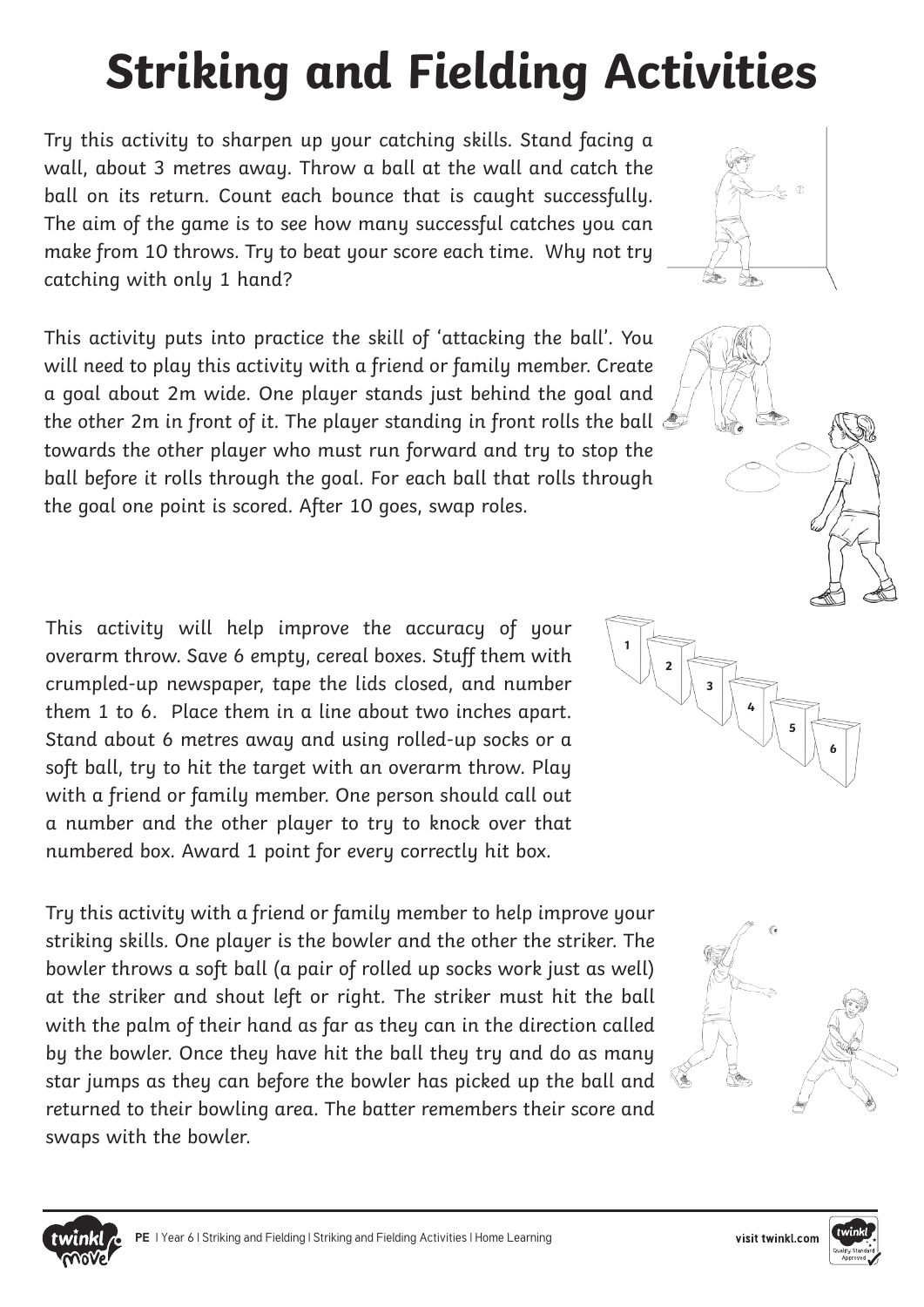# Striking and Fielding Activities

Try this activity to sharpen up your catching skills. Stand facing a wall, about 3 metres away. Throw a ball at the wall and catch the ball on its return. Count each bounce that is caught successfully. The aim of the game is to see how many successful catches you can make from 10 throws. Try to beat your score each time. Why not try catching with only 1 hand?

This activity puts into practice the skill of 'attacking the ball'. You will need to play this activity with a friend or family member. Create a goal about 2m wide. One player stands just behind the goal and the other 2m in front of it. The player standing in front rolls the ball towards the other player who must run forward and try to stop the ball before it rolls through the goal. For each ball that rolls through the goal one point is scored. After 10 goes, swap roles.

This activity will help improve the accuracy of your overarm throw. Save 6 empty, cereal boxes. Stuff them with crumpled-up newspaper, tape the lids closed, and number them 1 to 6. Place them in a line about two inches apart. Stand about 6 metres away and using rolled-up socks or a soft ball, try to hit the target with an overarm throw. Play with a friend or family member. One person should call out a number and the other player to try to knock over that numbered box. Award 1 point for every correctly hit box.

Try this activity with a friend or family member to help improve your striking skills. One player is the bowler and the other the striker. The bowler throws a soft ball (a pair of rolled up socks work just as well) at the striker and shout left or right. The striker must hit the ball with the palm of their hand as far as they can in the direction called by the bowler. Once they have hit the ball they try and do as many star jumps as they can before the bowler has picked up the ball and returned to their bowling area. The batter remembers their score and swaps with the bowler.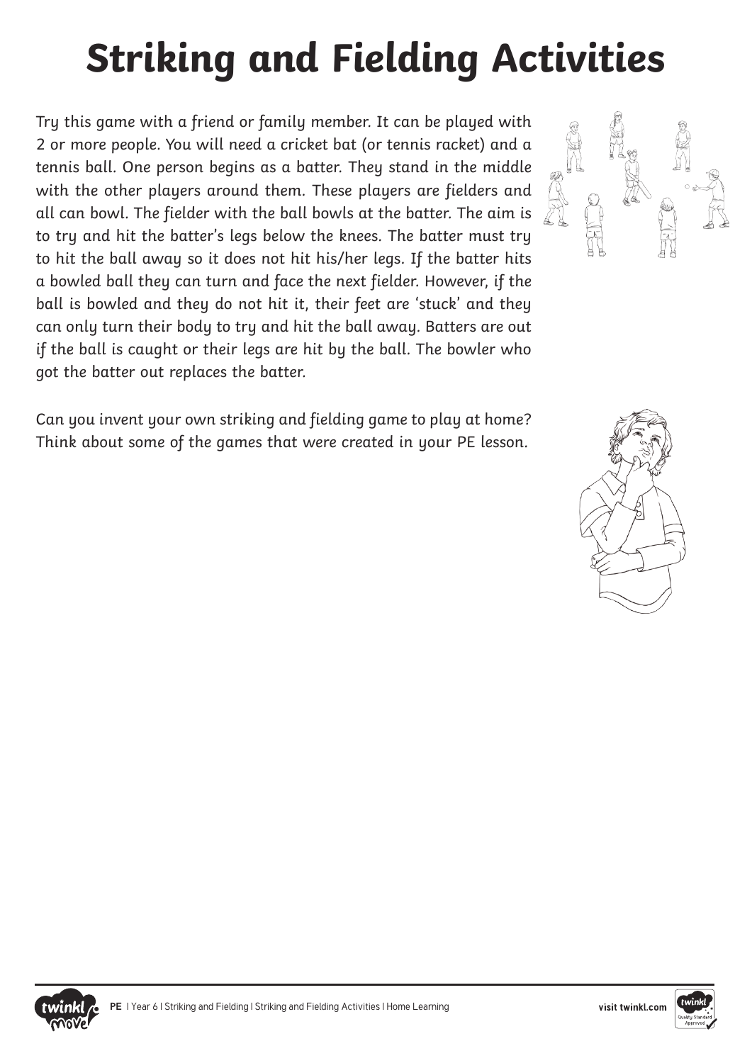# Striking and Fielding Activities

Try this game with a friend or family member. It can be played with 2 or more people. You will need a cricket bat (or tennis racket) and a tennis ball. One person begins as a batter. They stand in the middle with the other players around them. These players are fielders and all can bowl. The fielder with the ball bowls at the batter. The aim is to try and hit the batter's legs below the knees. The batter must try to hit the ball away so it does not hit his/her legs. If the batter hits a bowled ball they can turn and face the next fielder. However, if the ball is bowled and they do not hit it, their feet are 'stuck' and they can only turn their body to try and hit the ball away. Batters are out if the ball is caught or their legs are hit by the ball. The bowler who got the batter out replaces the batter.

Can you invent your own striking and fielding game to play at home? Think about some of the games that were created in your PE lesson.